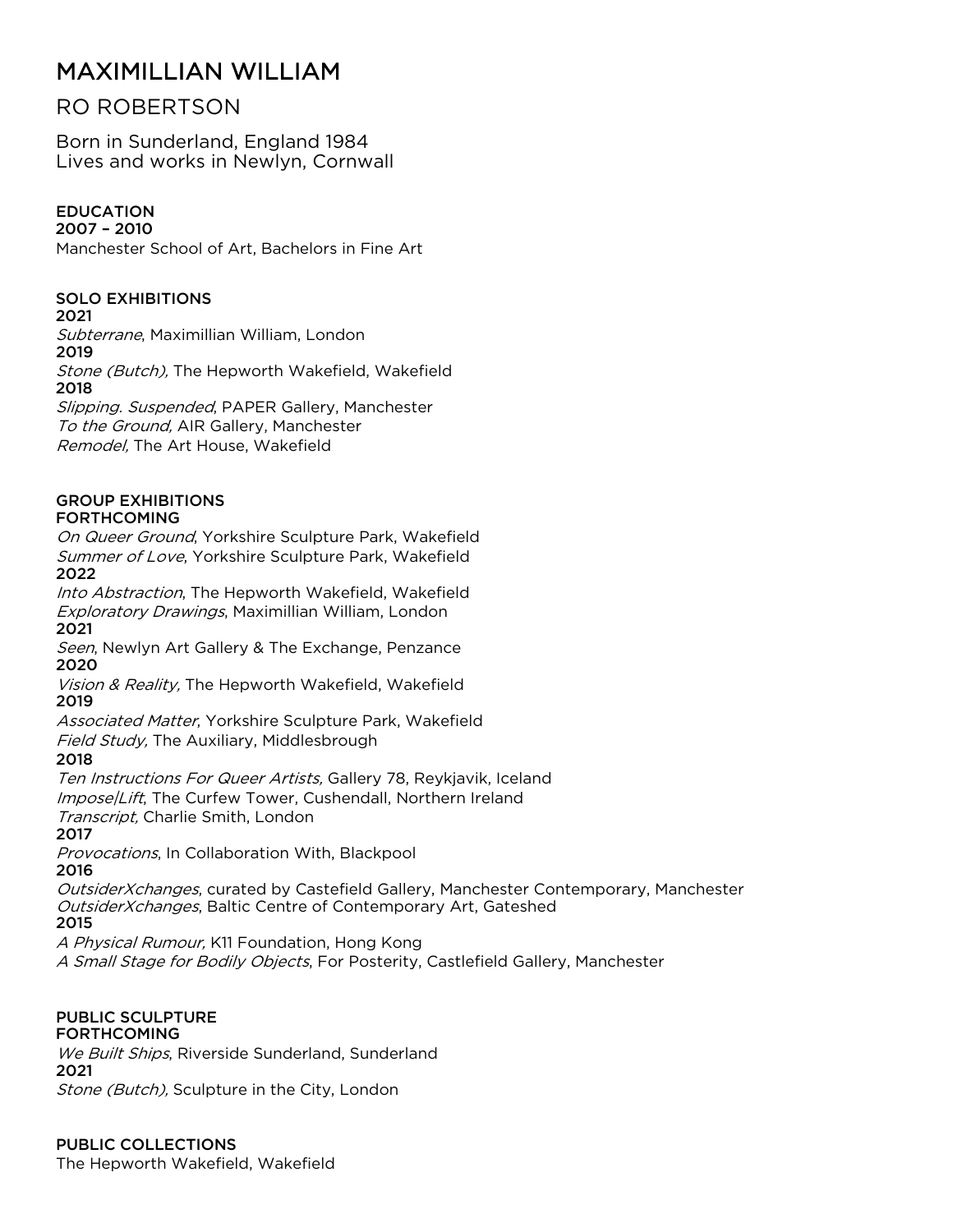# MAXIMILLIAN WILLIAM

## RO ROBERTSON

Born in Sunderland, England 1984
Lives and works in Newlyn, Cornwall

### EDUCATION

**2007 – 2010**
Manchester School of Art, Bachelors in Fine Art

### SOLO EXHIBITIONS

**2021**
*Subterrane*, Maximillian William, London
**2019**
*Stone (Butch),* The Hepworth Wakefield, Wakefield
**2018**
*Slipping. Suspended*, PAPER Gallery, Manchester
*To the Ground,* AIR Gallery, Manchester
*Remodel,* The Art House, Wakefield

### GROUP EXHIBITIONS

**FORTHCOMING**
*On Queer Ground*, Yorkshire Sculpture Park, Wakefield
*Summer of Love*, Yorkshire Sculpture Park, Wakefield
**2022**
*Into Abstraction*, The Hepworth Wakefield, Wakefield
*Exploratory Drawings*, Maximillian William, London
**2021**
*Seen*, Newlyn Art Gallery & The Exchange, Penzance
**2020**
*Vision & Reality,* The Hepworth Wakefield, Wakefield
**2019**
*Associated Matter,* Yorkshire Sculpture Park, Wakefield
*Field Study,* The Auxiliary, Middlesbrough
**2018**
*Ten Instructions For Queer Artists,* Gallery 78, Reykjavik, Iceland
*Impose|Lift*, The Curfew Tower, Cushendall, Northern Ireland
*Transcript,* Charlie Smith, London
**2017**
*Provocations*, In Collaboration With, Blackpool
**2016**
*OutsiderXchanges*, curated by Castefield Gallery, Manchester Contemporary, Manchester
*OutsiderXchanges*, Baltic Centre of Contemporary Art, Gateshed
**2015**
*A Physical Rumour,* K11 Foundation, Hong Kong
*A Small Stage for Bodily Objects*, For Posterity, Castlefield Gallery, Manchester

### PUBLIC SCULPTURE

**FORTHCOMING**
*We Built Ships*, Riverside Sunderland, Sunderland
**2021**
*Stone (Butch),* Sculpture in the City, London

### PUBLIC COLLECTIONS

The Hepworth Wakefield, Wakefield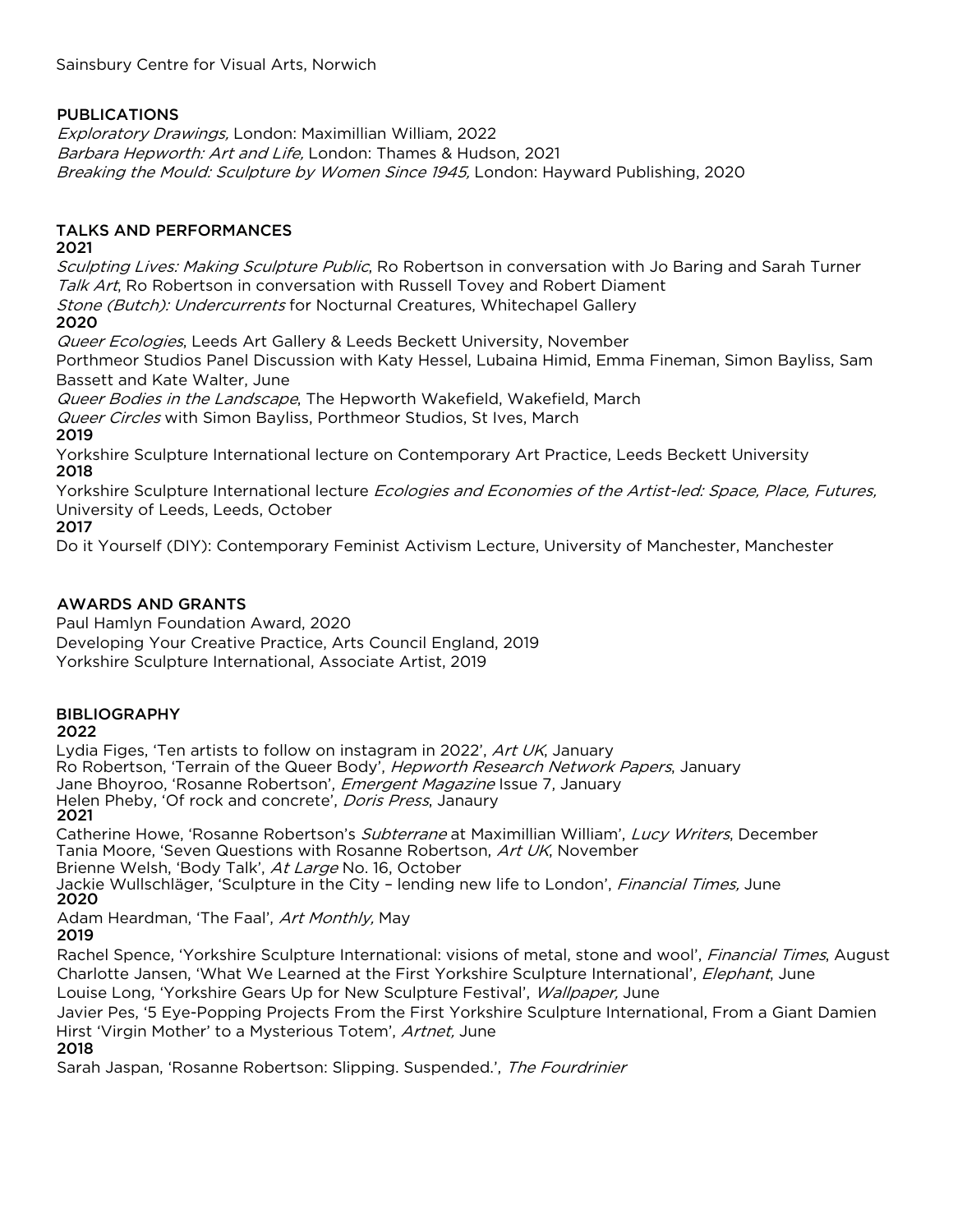Sainsbury Centre for Visual Arts, Norwich

## PUBLICATIONS

*Exploratory Drawings,* London: Maximillian William, 2022
*Barbara Hepworth: Art and Life,* London: Thames & Hudson, 2021
*Breaking the Mould: Sculpture by Women Since 1945,* London: Hayward Publishing, 2020

## TALKS AND PERFORMANCES

**2021**

*Sculpting Lives: Making Sculpture Public*, Ro Robertson in conversation with Jo Baring and Sarah Turner
*Talk Art*, Ro Robertson in conversation with Russell Tovey and Robert Diament
*Stone (Butch): Undercurrents* for Nocturnal Creatures, Whitechapel Gallery

**2020**

*Queer Ecologies*, Leeds Art Gallery & Leeds Beckett University, November
Porthmeor Studios Panel Discussion with Katy Hessel, Lubaina Himid, Emma Fineman, Simon Bayliss, Sam Bassett and Kate Walter, June
*Queer Bodies in the Landscape*, The Hepworth Wakefield, Wakefield, March
*Queer Circles* with Simon Bayliss, Porthmeor Studios, St Ives, March

**2019**

Yorkshire Sculpture International lecture on Contemporary Art Practice, Leeds Beckett University

**2018**

Yorkshire Sculpture International lecture *Ecologies and Economies of the Artist-led: Space, Place, Futures,* University of Leeds, Leeds, October

**2017**

Do it Yourself (DIY): Contemporary Feminist Activism Lecture, University of Manchester, Manchester

## AWARDS AND GRANTS

Paul Hamlyn Foundation Award, 2020
Developing Your Creative Practice, Arts Council England, 2019
Yorkshire Sculpture International, Associate Artist, 2019

## BIBLIOGRAPHY

**2022**

Lydia Figes, 'Ten artists to follow on instagram in 2022', *Art UK*, January
Ro Robertson, 'Terrain of the Queer Body', *Hepworth Research Network Papers*, January
Jane Bhoyroo, 'Rosanne Robertson', *Emergent Magazine* Issue 7, January
Helen Pheby, 'Of rock and concrete', *Doris Press*, Janaury

**2021**

Catherine Howe, 'Rosanne Robertson's *Subterrane* at Maximillian William', *Lucy Writers*, December
Tania Moore, 'Seven Questions with Rosanne Robertson, *Art UK*, November
Brienne Welsh, 'Body Talk', *At Large* No. 16, October
Jackie Wullschläger, 'Sculpture in the City – lending new life to London', *Financial Times,* June

**2020**

Adam Heardman, 'The Faal', *Art Monthly,* May

**2019**

Rachel Spence, 'Yorkshire Sculpture International: visions of metal, stone and wool', *Financial Times*, August
Charlotte Jansen, 'What We Learned at the First Yorkshire Sculpture International', *Elephant*, June
Louise Long, 'Yorkshire Gears Up for New Sculpture Festival', *Wallpaper,* June
Javier Pes, '5 Eye-Popping Projects From the First Yorkshire Sculpture International, From a Giant Damien Hirst 'Virgin Mother' to a Mysterious Totem', *Artnet,* June

**2018**

Sarah Jaspan, 'Rosanne Robertson: Slipping. Suspended.', *The Fourdrinier*